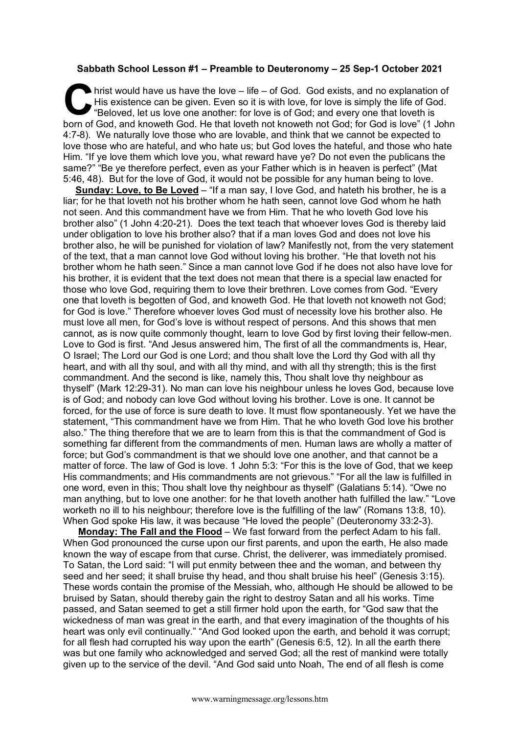**Sabbath School Lesson #1 – Preamble to Deuteronomy – 25 Sep-1 October 2021**

Christ would have us have the love – life – of God. God exists, and no explanation of His existence can be given. Even so it is with love, for love is simply the life of God. "Beloved, let us love one another: for love is of God; and every one that loveth is born of God, and knoweth God. He that loveth not knoweth not God; for God is love" (1 John 4:7-8). We naturally love those who are lovable, and think that we cannot be expected to love those who are hateful, and who hate us; but God loves the hateful, and those who hate Him. "If ye love them which love you, what reward have ye? Do not even the publicans the same?" "Be ye therefore perfect, even as your Father which is in heaven is perfect" (Mat 5:46, 48). But for the love of God, it would not be possible for any human being to love.

**Sunday: Love, to Be Loved** – "If a man say, I love God, and hateth his brother, he is a liar; for he that loveth not his brother whom he hath seen, cannot love God whom he hath not seen. And this commandment have we from Him. That he who loveth God love his brother also" (1 John 4:20-21). Does the text teach that whoever loves God is thereby laid under obligation to love his brother also? that if a man loves God and does not love his brother also, he will be punished for violation of law? Manifestly not, from the very statement of the text, that a man cannot love God without loving his brother. "He that loveth not his brother whom he hath seen." Since a man cannot love God if he does not also have love for his brother, it is evident that the text does not mean that there is a special law enacted for those who love God, requiring them to love their brethren. Love comes from God. "Every one that loveth is begotten of God, and knoweth God. He that loveth not knoweth not God; for God is love." Therefore whoever loves God must of necessity love his brother also. He must love all men, for God's love is without respect of persons. And this shows that men cannot, as is now quite commonly thought, learn to love God by first loving their fellow-men. Love to God is first. "And Jesus answered him, The first of all the commandments is, Hear, O Israel; The Lord our God is one Lord; and thou shalt love the Lord thy God with all thy heart, and with all thy soul, and with all thy mind, and with all thy strength; this is the first commandment. And the second is like, namely this, Thou shalt love thy neighbour as thyself" (Mark 12:29-31). No man can love his neighbour unless he loves God, because love is of God; and nobody can love God without loving his brother. Love is one. It cannot be forced, for the use of force is sure death to love. It must flow spontaneously. Yet we have the statement, "This commandment have we from Him. That he who loveth God love his brother also." The thing therefore that we are to learn from this is that the commandment of God is something far different from the commandments of men. Human laws are wholly a matter of force; but God's commandment is that we should love one another, and that cannot be a matter of force. The law of God is love. 1 John 5:3: "For this is the love of God, that we keep His commandments; and His commandments are not grievous." "For all the law is fulfilled in one word, even in this; Thou shalt love thy neighbour as thyself" (Galatians 5:14). "Owe no man anything, but to love one another: for he that loveth another hath fulfilled the law." "Love worketh no ill to his neighbour; therefore love is the fulfilling of the law" (Romans 13:8, 10). When God spoke His law, it was because "He loved the people" (Deuteronomy 33:2-3).

**Monday: The Fall and the Flood** – We fast forward from the perfect Adam to his fall. When God pronounced the curse upon our first parents, and upon the earth, He also made known the way of escape from that curse. Christ, the deliverer, was immediately promised. To Satan, the Lord said: "I will put enmity between thee and the woman, and between thy seed and her seed; it shall bruise thy head, and thou shalt bruise his heel" (Genesis 3:15). These words contain the promise of the Messiah, who, although He should be allowed to be bruised by Satan, should thereby gain the right to destroy Satan and all his works. Time passed, and Satan seemed to get a still firmer hold upon the earth, for "God saw that the wickedness of man was great in the earth, and that every imagination of the thoughts of his heart was only evil continually." "And God looked upon the earth, and behold it was corrupt; for all flesh had corrupted his way upon the earth" (Genesis 6:5, 12). In all the earth there was but one family who acknowledged and served God; all the rest of mankind were totally given up to the service of the devil. "And God said unto Noah, The end of all flesh is come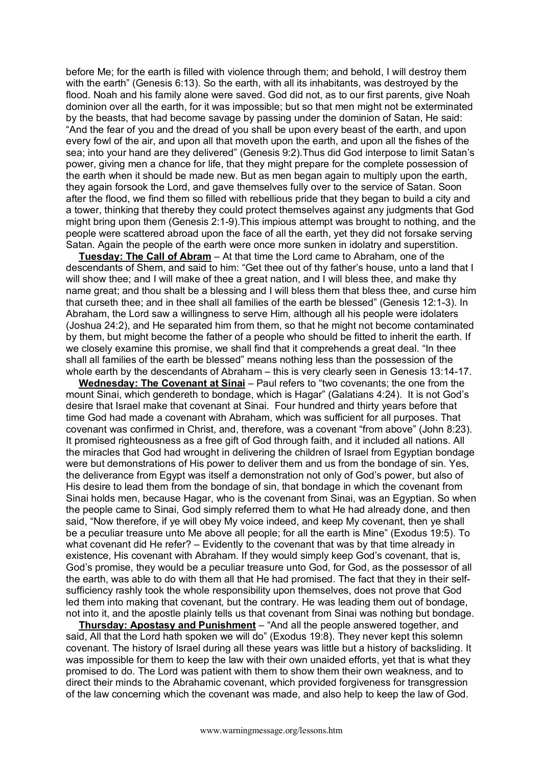before Me; for the earth is filled with violence through them; and behold, I will destroy them with the earth" (Genesis 6:13). So the earth, with all its inhabitants, was destroyed by the flood. Noah and his family alone were saved. God did not, as to our first parents, give Noah dominion over all the earth, for it was impossible; but so that men might not be exterminated by the beasts, that had become savage by passing under the dominion of Satan, He said: "And the fear of you and the dread of you shall be upon every beast of the earth, and upon every fowl of the air, and upon all that moveth upon the earth, and upon all the fishes of the sea; into your hand are they delivered" (Genesis 9:2).Thus did God interpose to limit Satan's power, giving men a chance for life, that they might prepare for the complete possession of the earth when it should be made new. But as men began again to multiply upon the earth, they again forsook the Lord, and gave themselves fully over to the service of Satan. Soon after the flood, we find them so filled with rebellious pride that they began to build a city and a tower, thinking that thereby they could protect themselves against any judgments that God might bring upon them (Genesis 2:1-9).This impious attempt was brought to nothing, and the people were scattered abroad upon the face of all the earth, yet they did not forsake serving Satan. Again the people of the earth were once more sunken in idolatry and superstition.

**Tuesday: The Call of Abram** – At that time the Lord came to Abraham, one of the descendants of Shem, and said to him: "Get thee out of thy father's house, unto a land that I will show thee; and I will make of thee a great nation, and I will bless thee, and make thy name great; and thou shalt be a blessing and I will bless them that bless thee, and curse him that curseth thee; and in thee shall all families of the earth be blessed" (Genesis 12:1-3). In Abraham, the Lord saw a willingness to serve Him, although all his people were idolaters (Joshua 24:2), and He separated him from them, so that he might not become contaminated by them, but might become the father of a people who should be fitted to inherit the earth. If we closely examine this promise, we shall find that it comprehends a great deal. "In thee shall all families of the earth be blessed" means nothing less than the possession of the whole earth by the descendants of Abraham – this is very clearly seen in Genesis 13:14-17.

**Wednesday: The Covenant at Sinai** – Paul refers to "two covenants; the one from the mount Sinai, which gendereth to bondage, which is Hagar" (Galatians 4:24). It is not God's desire that Israel make that covenant at Sinai. Four hundred and thirty years before that time God had made a covenant with Abraham, which was sufficient for all purposes. That covenant was confirmed in Christ, and, therefore, was a covenant "from above" (John 8:23). It promised righteousness as a free gift of God through faith, and it included all nations. All the miracles that God had wrought in delivering the children of Israel from Egyptian bondage were but demonstrations of His power to deliver them and us from the bondage of sin. Yes, the deliverance from Egypt was itself a demonstration not only of God's power, but also of His desire to lead them from the bondage of sin, that bondage in which the covenant from Sinai holds men, because Hagar, who is the covenant from Sinai, was an Egyptian. So when the people came to Sinai, God simply referred them to what He had already done, and then said, "Now therefore, if ye will obey My voice indeed, and keep My covenant, then ye shall be a peculiar treasure unto Me above all people; for all the earth is Mine" (Exodus 19:5). To what covenant did He refer? – Evidently to the covenant that was by that time already in existence, His covenant with Abraham. If they would simply keep God's covenant, that is, God's promise, they would be a peculiar treasure unto God, for God, as the possessor of all the earth, was able to do with them all that He had promised. The fact that they in their self-sufficiency rashly took the whole responsibility upon themselves, does not prove that God led them into making that covenant, but the contrary. He was leading them out of bondage, not into it, and the apostle plainly tells us that covenant from Sinai was nothing but bondage.

**Thursday: Apostasy and Punishment** – "And all the people answered together, and said, All that the Lord hath spoken we will do" (Exodus 19:8). They never kept this solemn covenant. The history of Israel during all these years was little but a history of backsliding. It was impossible for them to keep the law with their own unaided efforts, yet that is what they promised to do. The Lord was patient with them to show them their own weakness, and to direct their minds to the Abrahamic covenant, which provided forgiveness for transgression of the law concerning which the covenant was made, and also help to keep the law of God.